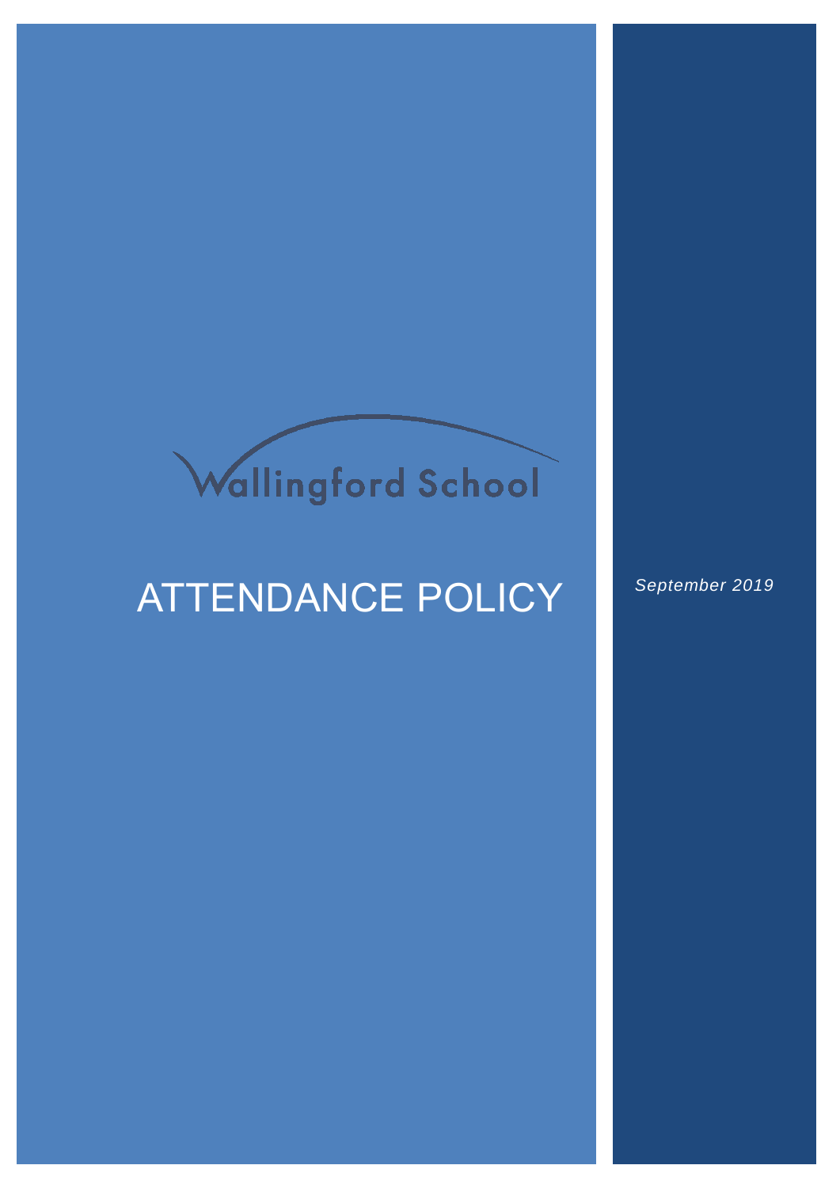Wallingford School

# ATTENDANCE POLICY

*September 2019*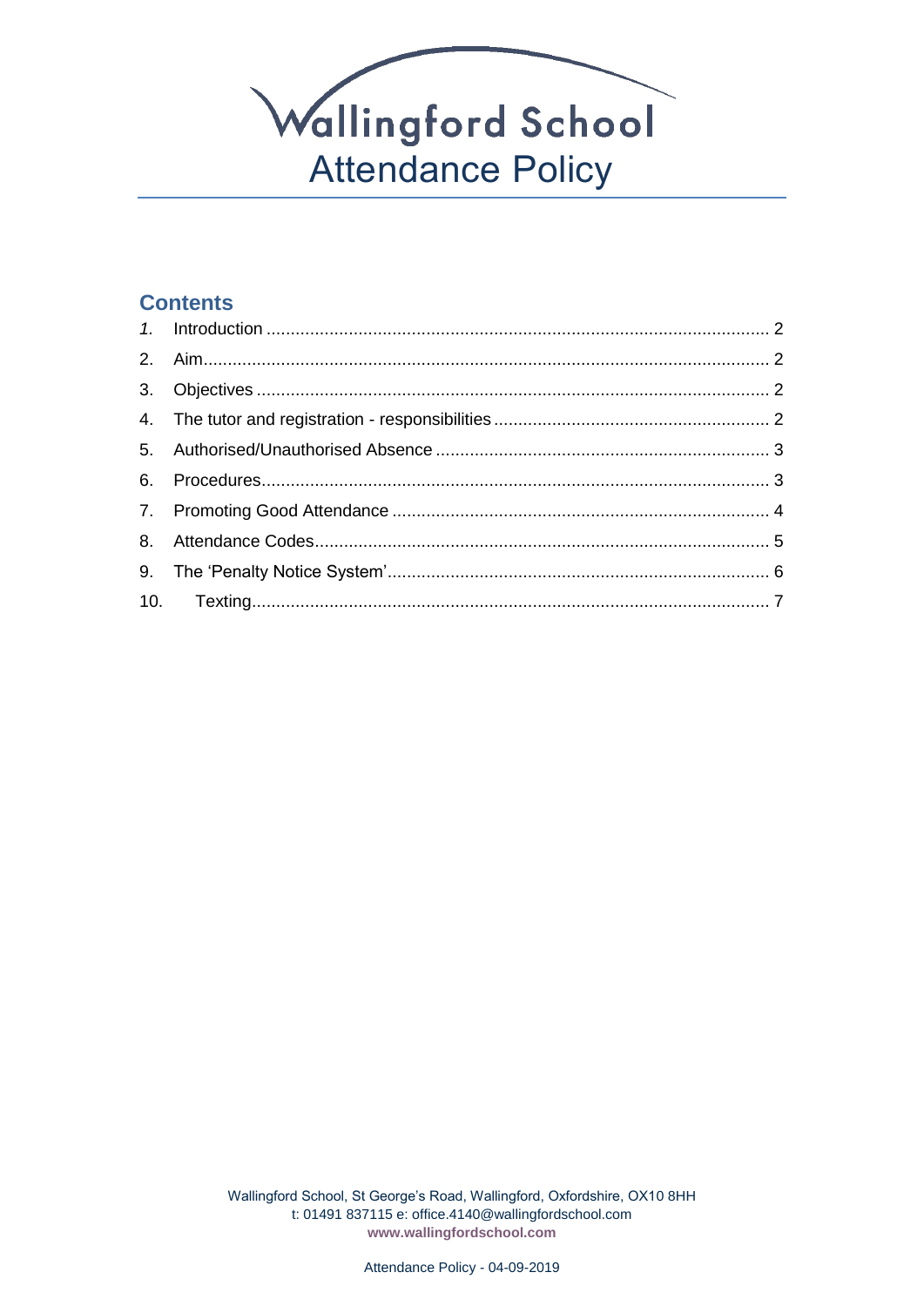# Wallingford School
## Attendance Policy

## Contents

1. Introduction ........ 2
2. Aim ........ 2
3. Objectives ........ 2
4. The tutor and registration - responsibilities ........ 2
5. Authorised/Unauthorised Absence ........ 3
6. Procedures ........ 3
7. Promoting Good Attendance ........ 4
8. Attendance Codes ........ 5
9. The 'Penalty Notice System' ........ 6
10. Texting ........ 7

Wallingford School, St George's Road, Wallingford, Oxfordshire, OX10 8HH
t: 01491 837115 e: office.4140@wallingfordschool.com
**www.wallingfordschool.com**

Attendance Policy - 04-09-2019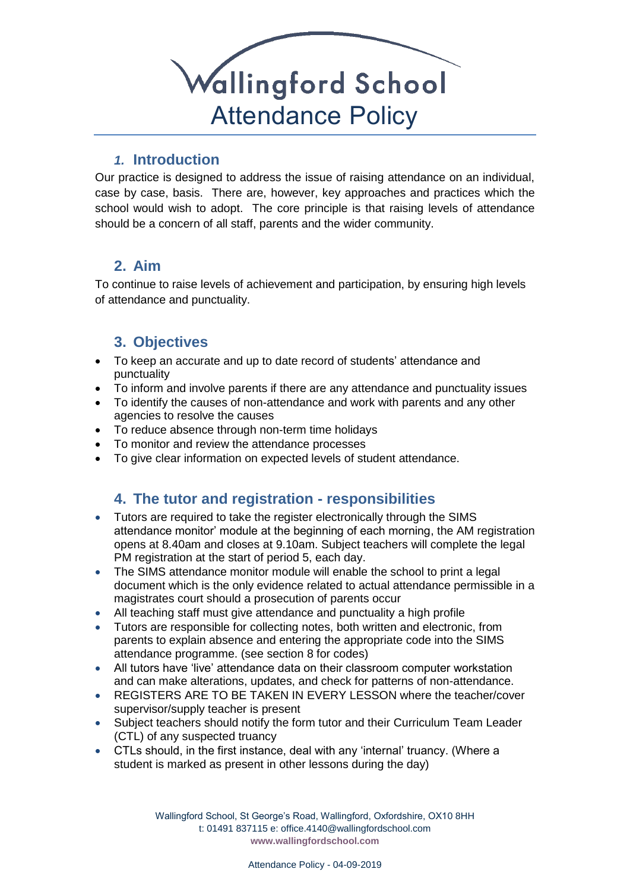# Wallingford School

# Attendance Policy

## 1. Introduction

Our practice is designed to address the issue of raising attendance on an individual, case by case, basis. There are, however, key approaches and practices which the school would wish to adopt. The core principle is that raising levels of attendance should be a concern of all staff, parents and the wider community.

## 2. Aim

To continue to raise levels of achievement and participation, by ensuring high levels of attendance and punctuality.

## 3. Objectives

- To keep an accurate and up to date record of students' attendance and punctuality
- To inform and involve parents if there are any attendance and punctuality issues
- To identify the causes of non-attendance and work with parents and any other agencies to resolve the causes
- To reduce absence through non-term time holidays
- To monitor and review the attendance processes
- To give clear information on expected levels of student attendance.

## 4. The tutor and registration - responsibilities

- Tutors are required to take the register electronically through the SIMS attendance monitor' module at the beginning of each morning, the AM registration opens at 8.40am and closes at 9.10am. Subject teachers will complete the legal PM registration at the start of period 5, each day.
- The SIMS attendance monitor module will enable the school to print a legal document which is the only evidence related to actual attendance permissible in a magistrates court should a prosecution of parents occur
- All teaching staff must give attendance and punctuality a high profile
- Tutors are responsible for collecting notes, both written and electronic, from parents to explain absence and entering the appropriate code into the SIMS attendance programme. (see section 8 for codes)
- All tutors have 'live' attendance data on their classroom computer workstation and can make alterations, updates, and check for patterns of non-attendance.
- REGISTERS ARE TO BE TAKEN IN EVERY LESSON where the teacher/cover supervisor/supply teacher is present
- Subject teachers should notify the form tutor and their Curriculum Team Leader (CTL) of any suspected truancy
- CTLs should, in the first instance, deal with any 'internal' truancy. (Where a student is marked as present in other lessons during the day)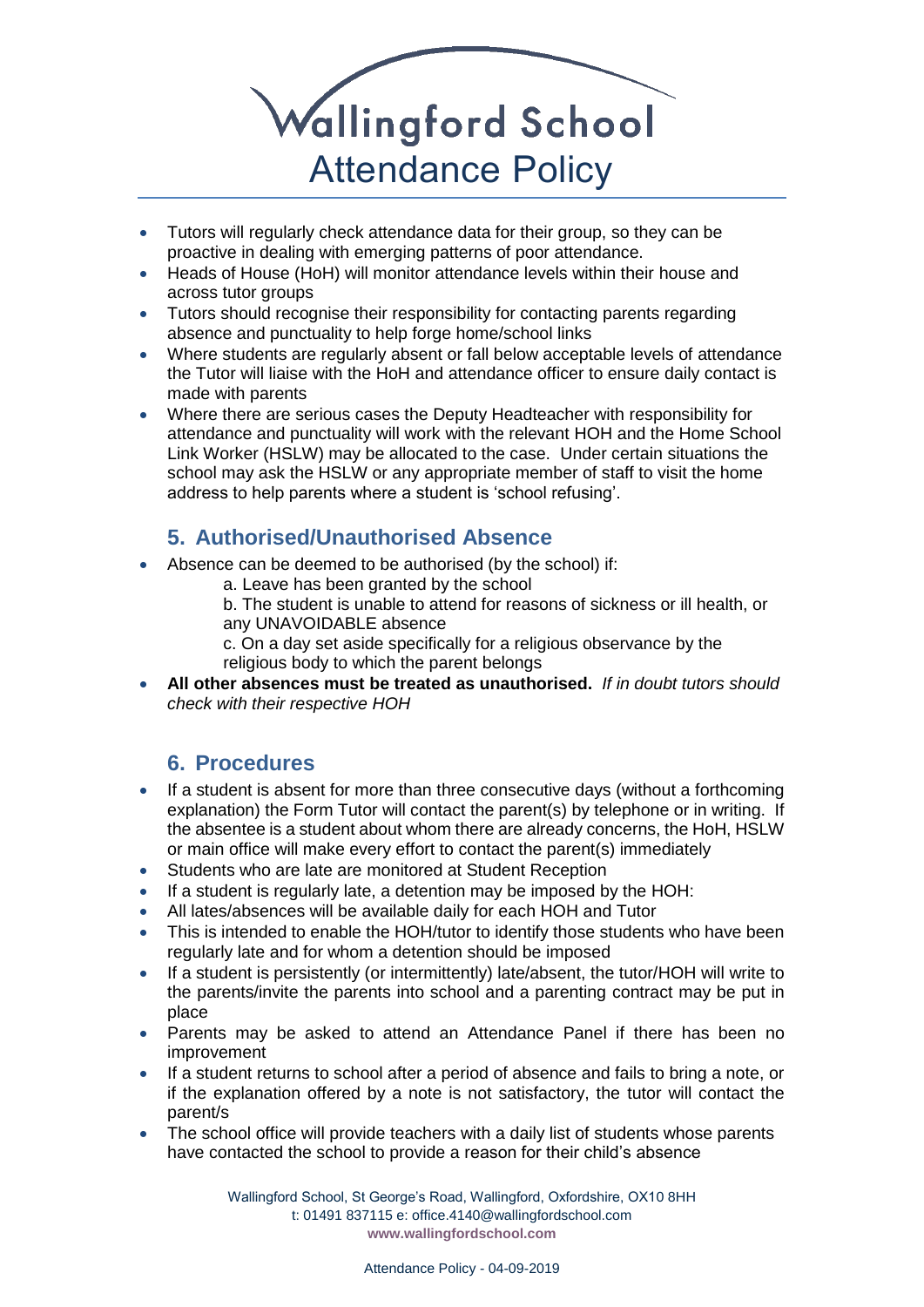- Tutors will regularly check attendance data for their group, so they can be proactive in dealing with emerging patterns of poor attendance.
- Heads of House (HoH) will monitor attendance levels within their house and across tutor groups
- Tutors should recognise their responsibility for contacting parents regarding absence and punctuality to help forge home/school links
- Where students are regularly absent or fall below acceptable levels of attendance the Tutor will liaise with the HoH and attendance officer to ensure daily contact is made with parents
- Where there are serious cases the Deputy Headteacher with responsibility for attendance and punctuality will work with the relevant HOH and the Home School Link Worker (HSLW) may be allocated to the case. Under certain situations the school may ask the HSLW or any appropriate member of staff to visit the home address to help parents where a student is 'school refusing'.

## 5. Authorised/Unauthorised Absence

- Absence can be deemed to be authorised (by the school) if:
  - a. Leave has been granted by the school
  - b. The student is unable to attend for reasons of sickness or ill health, or any UNAVOIDABLE absence
  - c. On a day set aside specifically for a religious observance by the religious body to which the parent belongs
- **All other absences must be treated as unauthorised.** *If in doubt tutors should check with their respective HOH*

## 6. Procedures

- If a student is absent for more than three consecutive days (without a forthcoming explanation) the Form Tutor will contact the parent(s) by telephone or in writing. If the absentee is a student about whom there are already concerns, the HoH, HSLW or main office will make every effort to contact the parent(s) immediately
- Students who are late are monitored at Student Reception
- If a student is regularly late, a detention may be imposed by the HOH:
- All lates/absences will be available daily for each HOH and Tutor
- This is intended to enable the HOH/tutor to identify those students who have been regularly late and for whom a detention should be imposed
- If a student is persistently (or intermittently) late/absent, the tutor/HOH will write to the parents/invite the parents into school and a parenting contract may be put in place
- Parents may be asked to attend an Attendance Panel if there has been no improvement
- If a student returns to school after a period of absence and fails to bring a note, or if the explanation offered by a note is not satisfactory, the tutor will contact the parent/s
- The school office will provide teachers with a daily list of students whose parents have contacted the school to provide a reason for their child's absence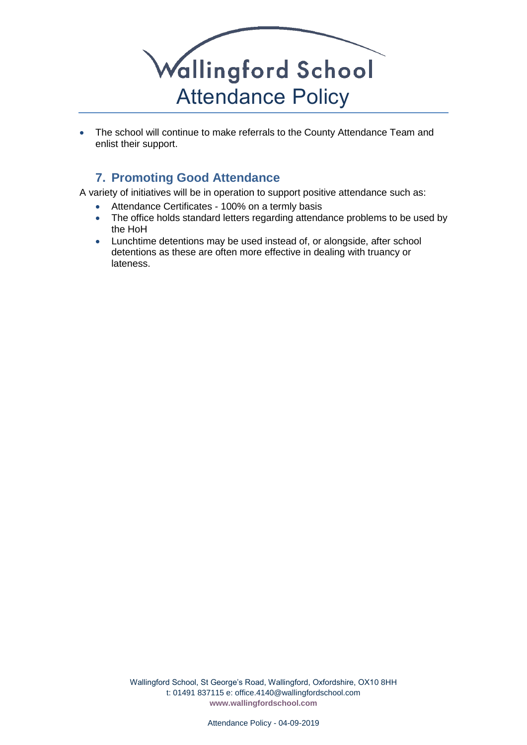- The school will continue to make referrals to the County Attendance Team and enlist their support.

## 7. Promoting Good Attendance

A variety of initiatives will be in operation to support positive attendance such as:

- Attendance Certificates - 100% on a termly basis
- The office holds standard letters regarding attendance problems to be used by the HoH
- Lunchtime detentions may be used instead of, or alongside, after school detentions as these are often more effective in dealing with truancy or lateness.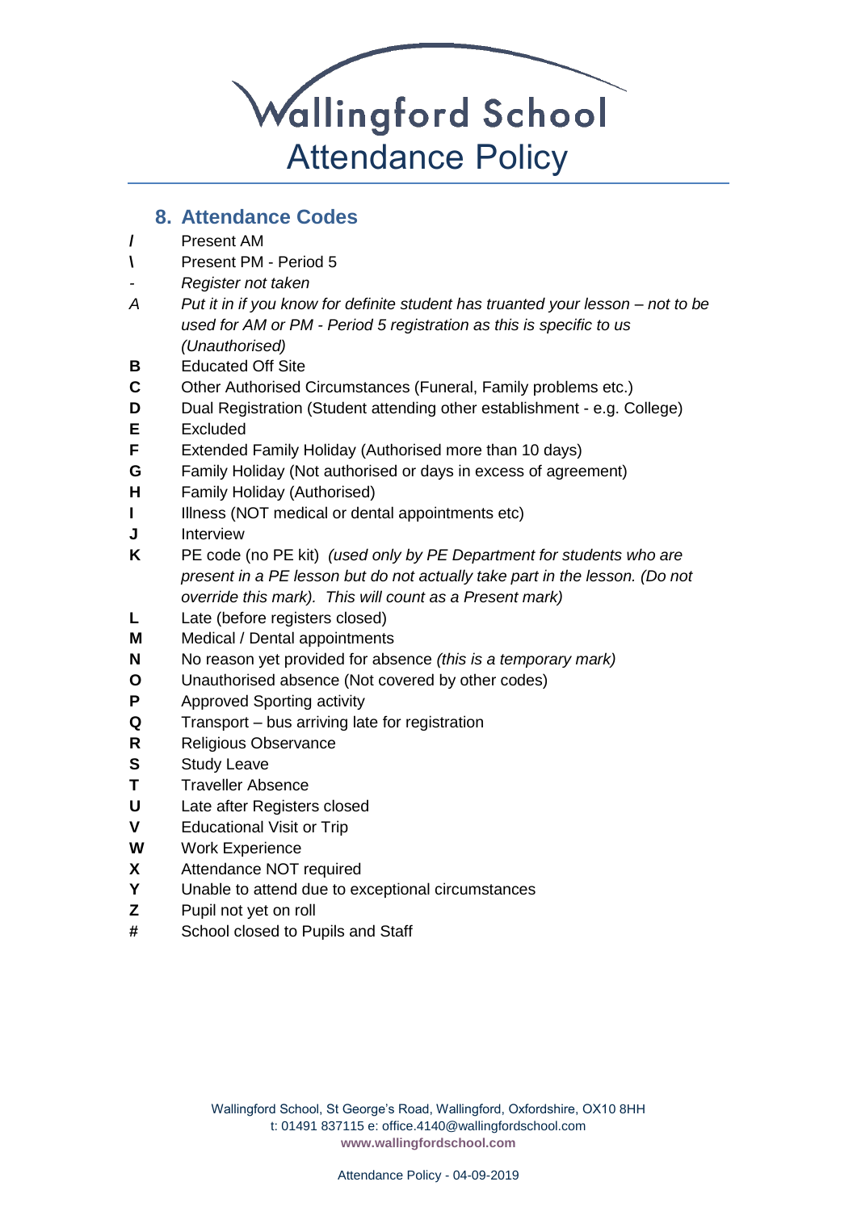## 8. Attendance Codes

| | |
|---|---|
| **/** | Present AM |
| **\\** | Present PM - Period 5 |
| *-* | *Register not taken* |
| *A* | *Put it in if you know for definite student has truanted your lesson – not to be used for AM or PM - Period 5 registration as this is specific to us (Unauthorised)* |
| **B** | Educated Off Site |
| **C** | Other Authorised Circumstances (Funeral, Family problems etc.) |
| **D** | Dual Registration (Student attending other establishment - e.g. College) |
| **E** | Excluded |
| **F** | Extended Family Holiday (Authorised more than 10 days) |
| **G** | Family Holiday (Not authorised or days in excess of agreement) |
| **H** | Family Holiday (Authorised) |
| **I** | Illness (NOT medical or dental appointments etc) |
| **J** | Interview |
| **K** | PE code (no PE kit) *(used only by PE Department for students who are present in a PE lesson but do not actually take part in the lesson. (Do not override this mark). This will count as a Present mark)* |
| **L** | Late (before registers closed) |
| **M** | Medical / Dental appointments |
| **N** | No reason yet provided for absence *(this is a temporary mark)* |
| **O** | Unauthorised absence (Not covered by other codes) |
| **P** | Approved Sporting activity |
| **Q** | Transport – bus arriving late for registration |
| **R** | Religious Observance |
| **S** | Study Leave |
| **T** | Traveller Absence |
| **U** | Late after Registers closed |
| **V** | Educational Visit or Trip |
| **W** | Work Experience |
| **X** | Attendance NOT required |
| **Y** | Unable to attend due to exceptional circumstances |
| **Z** | Pupil not yet on roll |
| **#** | School closed to Pupils and Staff |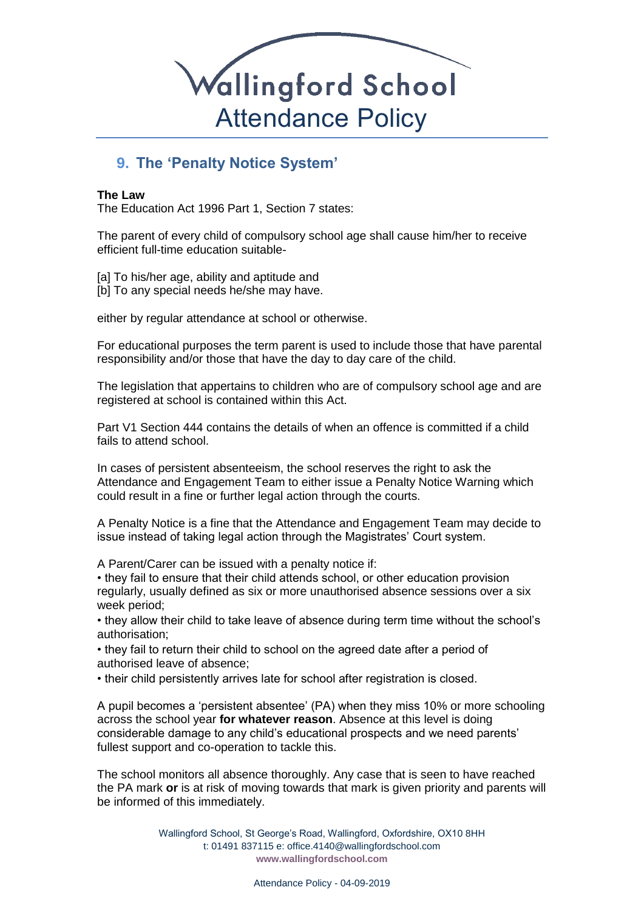## 9. The 'Penalty Notice System'

**The Law**
The Education Act 1996 Part 1, Section 7 states:

The parent of every child of compulsory school age shall cause him/her to receive efficient full-time education suitable-

[a] To his/her age, ability and aptitude and
[b] To any special needs he/she may have.

either by regular attendance at school or otherwise.

For educational purposes the term parent is used to include those that have parental responsibility and/or those that have the day to day care of the child.

The legislation that appertains to children who are of compulsory school age and are registered at school is contained within this Act.

Part V1 Section 444 contains the details of when an offence is committed if a child fails to attend school.

In cases of persistent absenteeism, the school reserves the right to ask the Attendance and Engagement Team to either issue a Penalty Notice Warning which could result in a fine or further legal action through the courts.

A Penalty Notice is a fine that the Attendance and Engagement Team may decide to issue instead of taking legal action through the Magistrates' Court system.

A Parent/Carer can be issued with a penalty notice if:

- they fail to ensure that their child attends school, or other education provision regularly, usually defined as six or more unauthorised absence sessions over a six week period;
- they allow their child to take leave of absence during term time without the school's authorisation;
- they fail to return their child to school on the agreed date after a period of authorised leave of absence;
- their child persistently arrives late for school after registration is closed.

A pupil becomes a 'persistent absentee' (PA) when they miss 10% or more schooling across the school year **for whatever reason**. Absence at this level is doing considerable damage to any child's educational prospects and we need parents' fullest support and co-operation to tackle this.

The school monitors all absence thoroughly. Any case that is seen to have reached the PA mark **or** is at risk of moving towards that mark is given priority and parents will be informed of this immediately.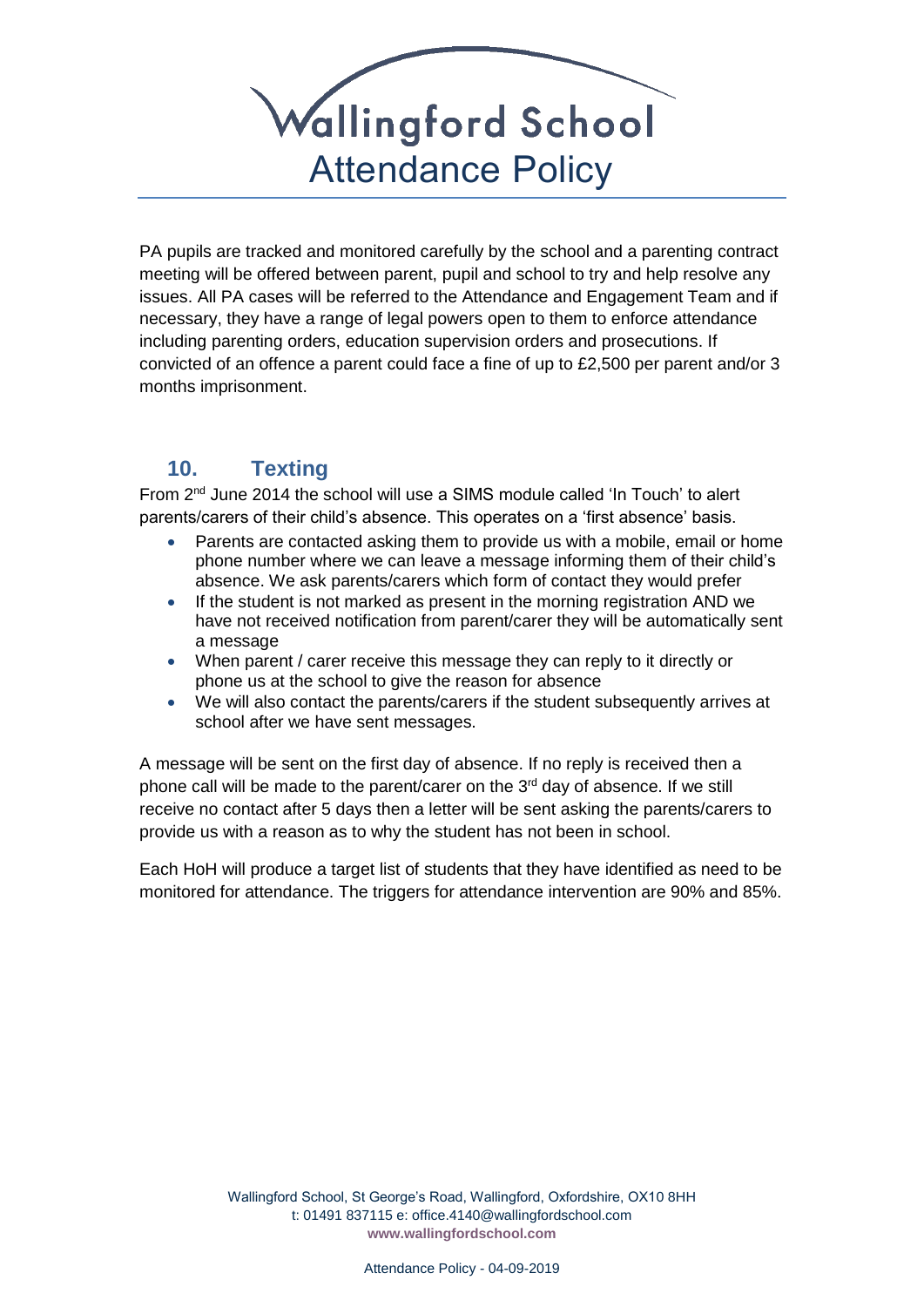PA pupils are tracked and monitored carefully by the school and a parenting contract meeting will be offered between parent, pupil and school to try and help resolve any issues. All PA cases will be referred to the Attendance and Engagement Team and if necessary, they have a range of legal powers open to them to enforce attendance including parenting orders, education supervision orders and prosecutions. If convicted of an offence a parent could face a fine of up to £2,500 per parent and/or 3 months imprisonment.

## 10. Texting

From 2nd June 2014 the school will use a SIMS module called 'In Touch' to alert parents/carers of their child's absence. This operates on a 'first absence' basis.

- Parents are contacted asking them to provide us with a mobile, email or home phone number where we can leave a message informing them of their child's absence. We ask parents/carers which form of contact they would prefer
- If the student is not marked as present in the morning registration AND we have not received notification from parent/carer they will be automatically sent a message
- When parent / carer receive this message they can reply to it directly or phone us at the school to give the reason for absence
- We will also contact the parents/carers if the student subsequently arrives at school after we have sent messages.

A message will be sent on the first day of absence. If no reply is received then a phone call will be made to the parent/carer on the 3rd day of absence. If we still receive no contact after 5 days then a letter will be sent asking the parents/carers to provide us with a reason as to why the student has not been in school.

Each HoH will produce a target list of students that they have identified as need to be monitored for attendance. The triggers for attendance intervention are 90% and 85%.